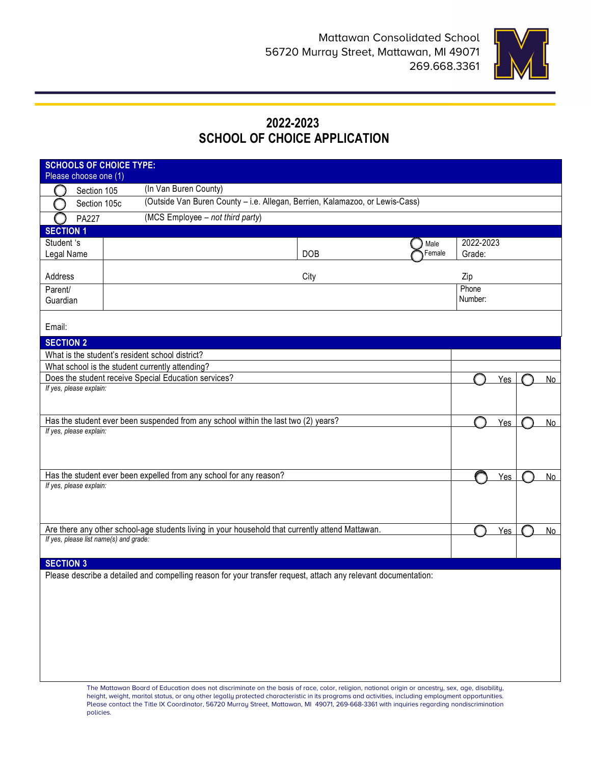Mattawan Consolidated School
56720 Murray Street, Mattawan, MI 49071
269.668.3361

# 2022-2023
# SCHOOL OF CHOICE APPLICATION

| **SCHOOLS OF CHOICE TYPE:** Please choose one (1) | |
|---|---|
| ◯ Section 105 | (In Van Buren County) |
| ◯ Section 105c | (Outside Van Buren County – i.e. Allegan, Berrien, Kalamazoo, or Lewis-Cass) |
| ◯ PA227 | (MCS Employee – *not third party*) |

**SECTION 1**

| | | | | | |
|---|---|---|---|---|---|
| Student 's Legal Name | | DOB | | ◯ Male ◯ Female | 2022-2023 Grade: |
| Address | | City | | | Zip |
| Parent/ Guardian | | | | | Phone Number: |
| Email: | | | | | |

**SECTION 2**

| | | |
|---|---|---|
| What is the student's resident school district? | | |
| What school is the student currently attending? | | |
| Does the student receive Special Education services? | ◯ Yes | ◯ No |
| *If yes, please explain:* | | |
| Has the student ever been suspended from any school within the last two (2) years? | ◯ Yes | ◯ No |
| *If yes, please explain:* | | |
| Has the student ever been expelled from any school for any reason? | ◯ Yes | ◯ No |
| *If yes, please explain:* | | |
| Are there any other school-age students living in your household that currently attend Mattawan. | ◯ Yes | ◯ No |
| *If yes, please list name(s) and grade:* | | |

**SECTION 3**

Please describe a detailed and compelling reason for your transfer request, attach any relevant documentation:

The Mattawan Board of Education does not discriminate on the basis of race, color, religion, national origin or ancestry, sex, age, disability, height, weight, marital status, or any other legally protected characteristic in its programs and activities, including employment opportunities. Please contact the Title IX Coordinator, 56720 Murray Street, Mattawan, MI 49071, 269-668-3361 with inquiries regarding nondiscrimination policies.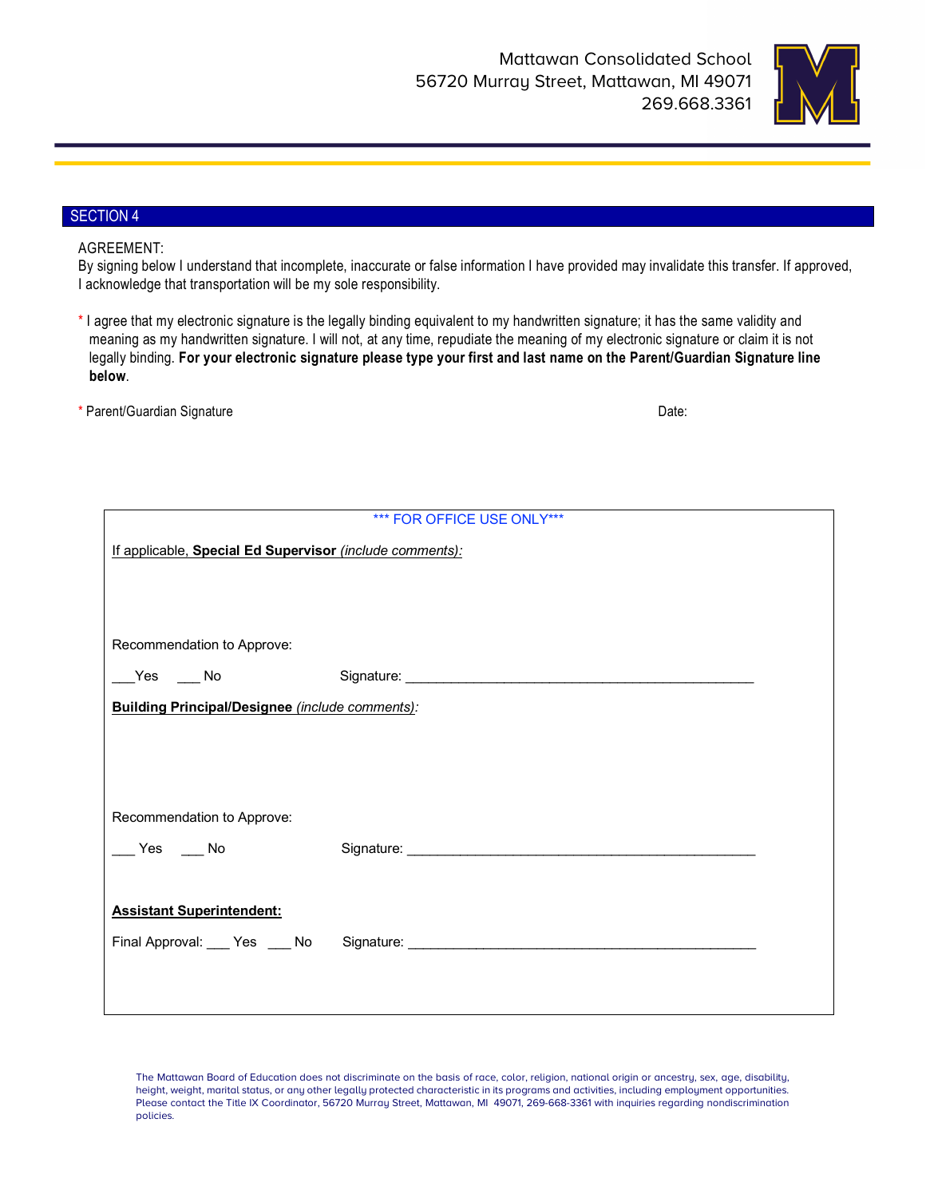Mattawan Consolidated School
56720 Murray Street, Mattawan, MI 49071
269.668.3361

## SECTION 4

AGREEMENT:
By signing below I understand that incomplete, inaccurate or false information I have provided may invalidate this transfer. If approved, I acknowledge that transportation will be my sole responsibility.

* I agree that my electronic signature is the legally binding equivalent to my handwritten signature; it has the same validity and meaning as my handwritten signature. I will not, at any time, repudiate the meaning of my electronic signature or claim it is not legally binding. **For your electronic signature please type your first and last name on the Parent/Guardian Signature line below**.

* Parent/Guardian Signature Date:

*** FOR OFFICE USE ONLY***

If applicable, **Special Ed Supervisor** *(include comments):*

Recommendation to Approve:

___Yes ___ No Signature: ______________________________________________

**Building Principal/Designee** *(include comments)*:

Recommendation to Approve:

___ Yes ___ No Signature: ______________________________________________

**Assistant Superintendent:**

Final Approval: ___ Yes ___ No Signature: ______________________________________________

The Mattawan Board of Education does not discriminate on the basis of race, color, religion, national origin or ancestry, sex, age, disability, height, weight, marital status, or any other legally protected characteristic in its programs and activities, including employment opportunities. Please contact the Title IX Coordinator, 56720 Murray Street, Mattawan, MI 49071, 269-668-3361 with inquiries regarding nondiscrimination policies.